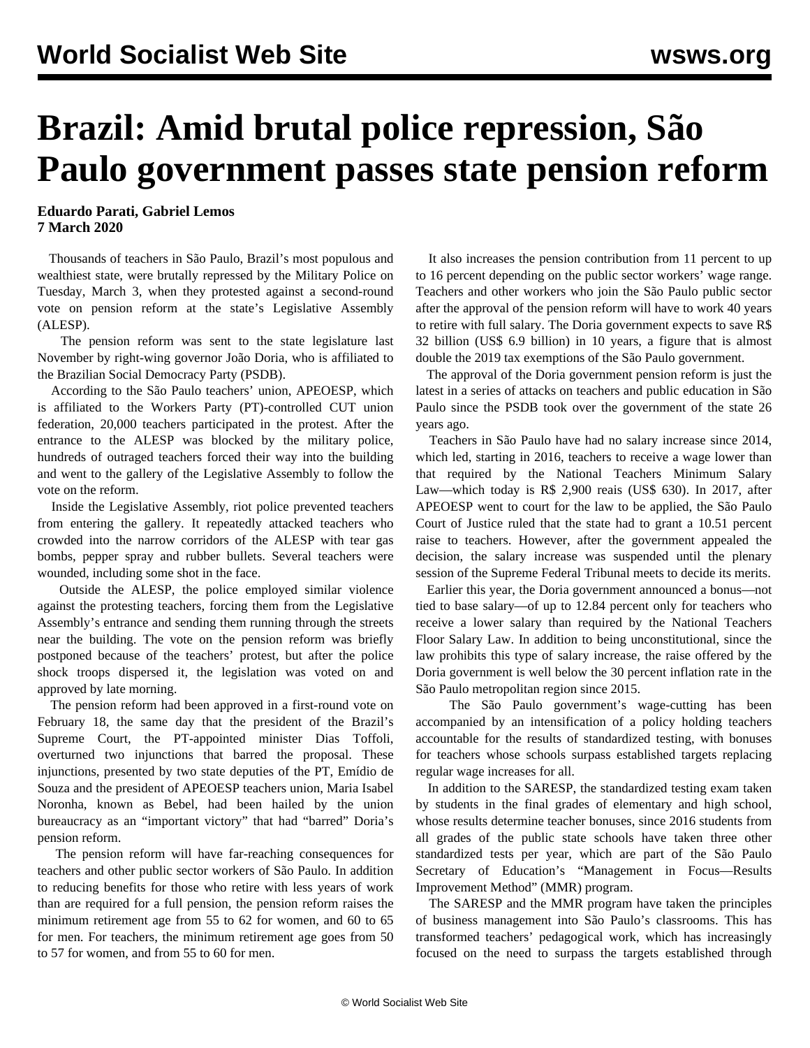# Brazil: Amid brutal police repression, São Paulo government passes state pension reform

**Eduardo Parati, Gabriel Lemos**
**7 March 2020**

Thousands of teachers in São Paulo, Brazil's most populous and wealthiest state, were brutally repressed by the Military Police on Tuesday, March 3, when they protested against a second-round vote on pension reform at the state's Legislative Assembly (ALESP).

The pension reform was sent to the state legislature last November by right-wing governor João Doria, who is affiliated to the Brazilian Social Democracy Party (PSDB).

According to the São Paulo teachers' union, APEOESP, which is affiliated to the Workers Party (PT)-controlled CUT union federation, 20,000 teachers participated in the protest. After the entrance to the ALESP was blocked by the military police, hundreds of outraged teachers forced their way into the building and went to the gallery of the Legislative Assembly to follow the vote on the reform.

Inside the Legislative Assembly, riot police prevented teachers from entering the gallery. It repeatedly attacked teachers who crowded into the narrow corridors of the ALESP with tear gas bombs, pepper spray and rubber bullets. Several teachers were wounded, including some shot in the face.

Outside the ALESP, the police employed similar violence against the protesting teachers, forcing them from the Legislative Assembly's entrance and sending them running through the streets near the building. The vote on the pension reform was briefly postponed because of the teachers' protest, but after the police shock troops dispersed it, the legislation was voted on and approved by late morning.

The pension reform had been approved in a first-round vote on February 18, the same day that the president of the Brazil's Supreme Court, the PT-appointed minister Dias Toffoli, overturned two injunctions that barred the proposal. These injunctions, presented by two state deputies of the PT, Emídio de Souza and the president of APEOESP teachers union, Maria Isabel Noronha, known as Bebel, had been hailed by the union bureaucracy as an "important victory" that had "barred" Doria's pension reform.

The pension reform will have far-reaching consequences for teachers and other public sector workers of São Paulo. In addition to reducing benefits for those who retire with less years of work than are required for a full pension, the pension reform raises the minimum retirement age from 55 to 62 for women, and 60 to 65 for men. For teachers, the minimum retirement age goes from 50 to 57 for women, and from 55 to 60 for men.

It also increases the pension contribution from 11 percent to up to 16 percent depending on the public sector workers' wage range. Teachers and other workers who join the São Paulo public sector after the approval of the pension reform will have to work 40 years to retire with full salary. The Doria government expects to save R$ 32 billion (US$ 6.9 billion) in 10 years, a figure that is almost double the 2019 tax exemptions of the São Paulo government.

The approval of the Doria government pension reform is just the latest in a series of attacks on teachers and public education in São Paulo since the PSDB took over the government of the state 26 years ago.

Teachers in São Paulo have had no salary increase since 2014, which led, starting in 2016, teachers to receive a wage lower than that required by the National Teachers Minimum Salary Law—which today is R$ 2,900 reais (US$ 630). In 2017, after APEOESP went to court for the law to be applied, the São Paulo Court of Justice ruled that the state had to grant a 10.51 percent raise to teachers. However, after the government appealed the decision, the salary increase was suspended until the plenary session of the Supreme Federal Tribunal meets to decide its merits.

Earlier this year, the Doria government announced a bonus—not tied to base salary—of up to 12.84 percent only for teachers who receive a lower salary than required by the National Teachers Floor Salary Law. In addition to being unconstitutional, since the law prohibits this type of salary increase, the raise offered by the Doria government is well below the 30 percent inflation rate in the São Paulo metropolitan region since 2015.

The São Paulo government's wage-cutting has been accompanied by an intensification of a policy holding teachers accountable for the results of standardized testing, with bonuses for teachers whose schools surpass established targets replacing regular wage increases for all.

In addition to the SARESP, the standardized testing exam taken by students in the final grades of elementary and high school, whose results determine teacher bonuses, since 2016 students from all grades of the public state schools have taken three other standardized tests per year, which are part of the São Paulo Secretary of Education's "Management in Focus—Results Improvement Method" (MMR) program.

The SARESP and the MMR program have taken the principles of business management into São Paulo's classrooms. This has transformed teachers' pedagogical work, which has increasingly focused on the need to surpass the targets established through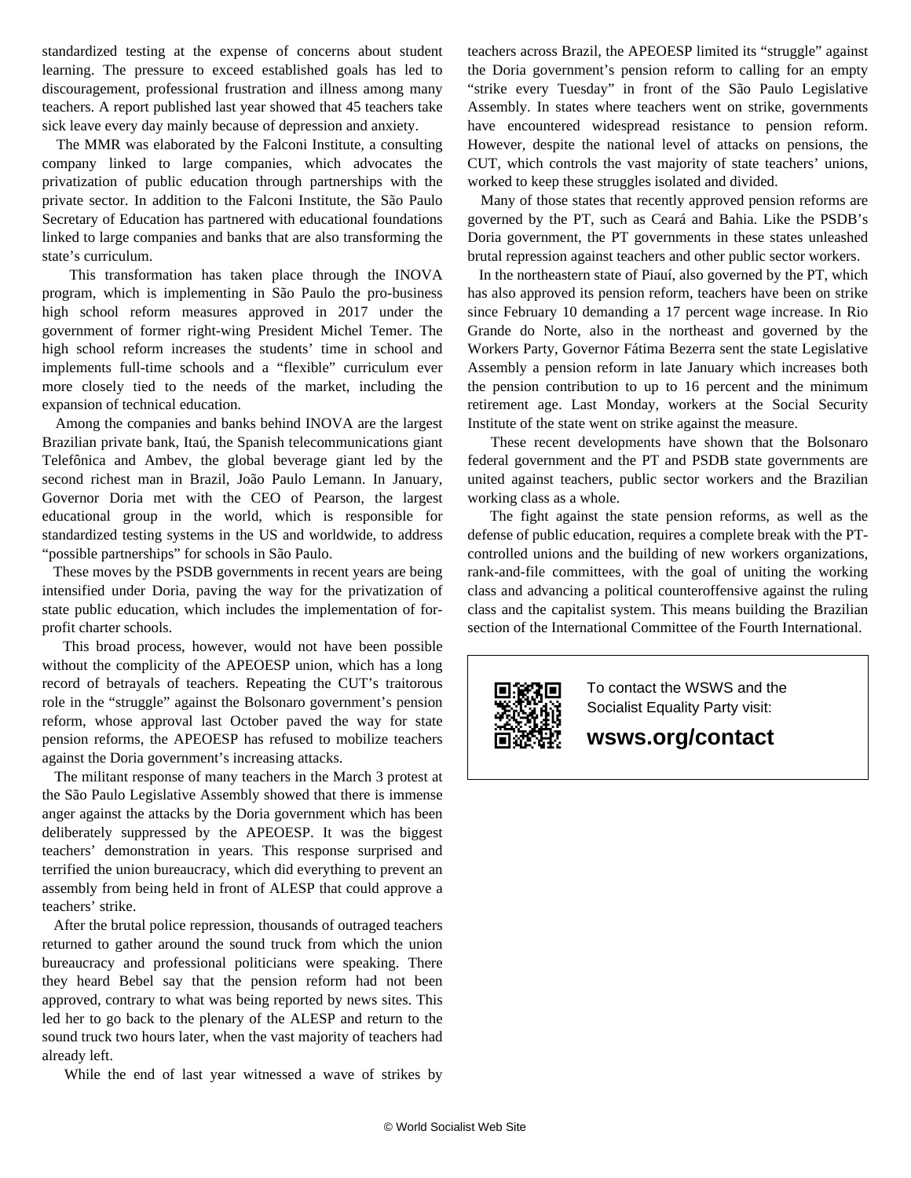standardized testing at the expense of concerns about student learning. The pressure to exceed established goals has led to discouragement, professional frustration and illness among many teachers. A report published last year showed that 45 teachers take sick leave every day mainly because of depression and anxiety.

The MMR was elaborated by the Falconi Institute, a consulting company linked to large companies, which advocates the privatization of public education through partnerships with the private sector. In addition to the Falconi Institute, the São Paulo Secretary of Education has partnered with educational foundations linked to large companies and banks that are also transforming the state's curriculum.

This transformation has taken place through the INOVA program, which is implementing in São Paulo the pro-business high school reform measures approved in 2017 under the government of former right-wing President Michel Temer. The high school reform increases the students' time in school and implements full-time schools and a "flexible" curriculum ever more closely tied to the needs of the market, including the expansion of technical education.

Among the companies and banks behind INOVA are the largest Brazilian private bank, Itaú, the Spanish telecommunications giant Telefônica and Ambev, the global beverage giant led by the second richest man in Brazil, João Paulo Lemann. In January, Governor Doria met with the CEO of Pearson, the largest educational group in the world, which is responsible for standardized testing systems in the US and worldwide, to address "possible partnerships" for schools in São Paulo.

These moves by the PSDB governments in recent years are being intensified under Doria, paving the way for the privatization of state public education, which includes the implementation of for-profit charter schools.

This broad process, however, would not have been possible without the complicity of the APEOESP union, which has a long record of betrayals of teachers. Repeating the CUT's traitorous role in the "struggle" against the Bolsonaro government's pension reform, whose approval last October paved the way for state pension reforms, the APEOESP has refused to mobilize teachers against the Doria government's increasing attacks.

The militant response of many teachers in the March 3 protest at the São Paulo Legislative Assembly showed that there is immense anger against the attacks by the Doria government which has been deliberately suppressed by the APEOESP. It was the biggest teachers' demonstration in years. This response surprised and terrified the union bureaucracy, which did everything to prevent an assembly from being held in front of ALESP that could approve a teachers' strike.

After the brutal police repression, thousands of outraged teachers returned to gather around the sound truck from which the union bureaucracy and professional politicians were speaking. There they heard Bebel say that the pension reform had not been approved, contrary to what was being reported by news sites. This led her to go back to the plenary of the ALESP and return to the sound truck two hours later, when the vast majority of teachers had already left.

While the end of last year witnessed a wave of strikes by teachers across Brazil, the APEOESP limited its "struggle" against the Doria government's pension reform to calling for an empty "strike every Tuesday" in front of the São Paulo Legislative Assembly. In states where teachers went on strike, governments have encountered widespread resistance to pension reform. However, despite the national level of attacks on pensions, the CUT, which controls the vast majority of state teachers' unions, worked to keep these struggles isolated and divided.

Many of those states that recently approved pension reforms are governed by the PT, such as Ceará and Bahia. Like the PSDB's Doria government, the PT governments in these states unleashed brutal repression against teachers and other public sector workers.

In the northeastern state of Piauí, also governed by the PT, which has also approved its pension reform, teachers have been on strike since February 10 demanding a 17 percent wage increase. In Rio Grande do Norte, also in the northeast and governed by the Workers Party, Governor Fátima Bezerra sent the state Legislative Assembly a pension reform in late January which increases both the pension contribution to up to 16 percent and the minimum retirement age. Last Monday, workers at the Social Security Institute of the state went on strike against the measure.

These recent developments have shown that the Bolsonaro federal government and the PT and PSDB state governments are united against teachers, public sector workers and the Brazilian working class as a whole.

The fight against the state pension reforms, as well as the defense of public education, requires a complete break with the PT-controlled unions and the building of new workers organizations, rank-and-file committees, with the goal of uniting the working class and advancing a political counteroffensive against the ruling class and the capitalist system. This means building the Brazilian section of the International Committee of the Fourth International.

To contact the WSWS and the Socialist Equality Party visit:

**wsws.org/contact**